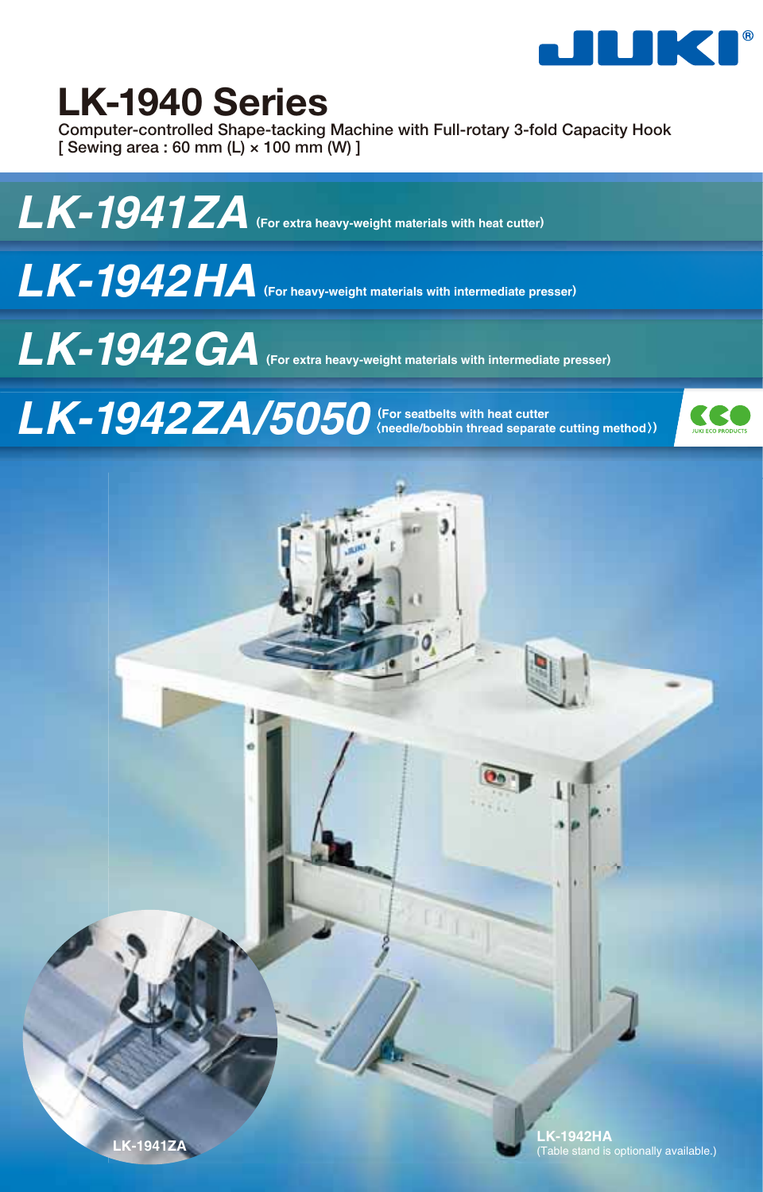JUKI

# LK-1940 Series

Computer-controlled Shape-tacking Machine with Full-rotary 3-fold Capacity Hook
[ Sewing area : 60 mm (L) × 100 mm (W) ]

## LK-1941ZA 〈For extra heavy-weight materials with heat cutter〉

## LK-1942HA 〈For heavy-weight materials with intermediate presser〉

## LK-1942GA 〈For extra heavy-weight materials with intermediate presser〉

## LK-1942ZA/5050 〈For seatbelts with heat cutter 〈needle/bobbin thread separate cutting method〉〉

JUKI ECO PRODUCTS

LK-1941ZA

LK-1942HA
(Table stand is optionally available.)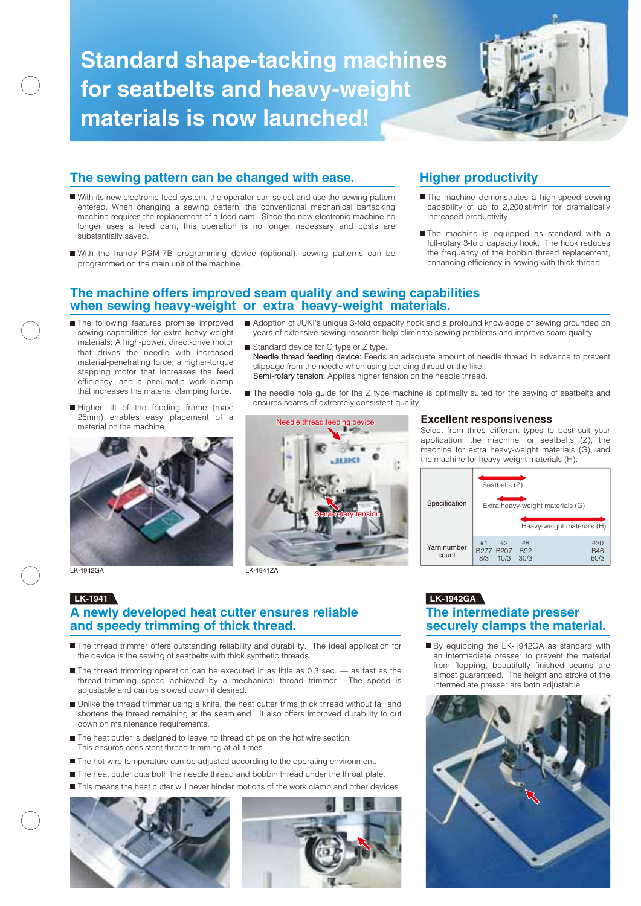# Standard shape-tacking machines for seatbelts and heavy-weight materials is now launched!

## The sewing pattern can be changed with ease.

- With its new electronic feed system, the operator can select and use the sewing pattern entered. When changing a sewing pattern, the conventional mechanical bartacking machine requires the replacement of a feed cam. Since the new electronic machine no longer uses a feed cam, this operation is no longer necessary and costs are substantially saved.
- With the handy PGM-7B programming device (optional), sewing patterns can be programmed on the main unit of the machine.

## Higher productivity

- The machine demonstrates a high-speed sewing capability of up to 2,200 sti/min for dramatically increased productivity.
- The machine is equipped as standard with a full-rotary 3-fold capacity hook. The hook reduces the frequency of the bobbin thread replacement, enhancing efficiency in sewing with thick thread.

## The machine offers improved seam quality and sewing capabilities when sewing heavy-weight or extra heavy-weight materials.

- The following features promise improved sewing capabilities for extra heavy-weight materials: A high-power, direct-drive motor that drives the needle with increased material-penetrating force; a higher-torque stepping motor that increases the feed efficiency, and a pneumatic work clamp that increases the material clamping force.
- Higher lift of the feeding frame (max: 25mm) enables easy placement of a material on the machine.

LK-1942GA

- Adoption of JUKI's unique 3-fold capacity hook and a profound knowledge of sewing grounded on years of extensive sewing research help eliminate sewing problems and improve seam quality.
- Standard device for G type or Z type.
  Needle thread feeding device: Feeds an adequate amount of needle thread in advance to prevent slippage from the needle when using bonding thread or the like.
  Semi-rotary tension: Applies higher tension on the needle thread.
- The needle hole guide for the Z type machine is optimally suited for the sewing of seatbelts and ensures seams of extremely consistent quality.

Needle thread feeding device

Semi-rotary tension

LK-1941ZA

### Excellent responsiveness

Select from three different types to best suit your application: the machine for seatbelts (Z), the machine for extra heavy-weight materials (G), and the machine for heavy-weight materials (H).

| Specification | Seatbelts (Z) / Extra heavy-weight materials (G) / Heavy-weight materials (H) | | | |
|---|---|---|---|---|
| Yarn number count | #1 B277 8/3 | #2 B207 10/3 | #8 B92 30/3 | #30 B46 60/3 |

**LK-1941**

## A newly developed heat cutter ensures reliable and speedy trimming of thick thread.

- The thread trimmer offers outstanding reliability and durability. The ideal application for the device is the sewing of seatbelts with thick synthetic threads.
- The thread trimming operation can be executed in as little as 0.3 sec. — as fast as the thread-trimming speed achieved by a mechanical thread trimmer. The speed is adjustable and can be slowed down if desired.
- Unlike the thread trimmer using a knife, the heat cutter trims thick thread without fail and shortens the thread remaining at the seam end. It also offers improved durability to cut down on maintenance requirements.
- The heat cutter is designed to leave no thread chips on the hot wire section. This ensures consistent thread trimming at all times.
- The hot-wire temperature can be adjusted according to the operating environment.
- The heat cutter cuts both the needle thread and bobbin thread under the throat plate.
- This means the heat cutter will never hinder motions of the work clamp and other devices.

**LK-1942GA**

## The intermediate presser securely clamps the material.

- By equipping the LK-1942GA as standard with an intermediate presser to prevent the material from flopping, beautifully finished seams are almost guaranteed. The height and stroke of the intermediate presser are both adjustable.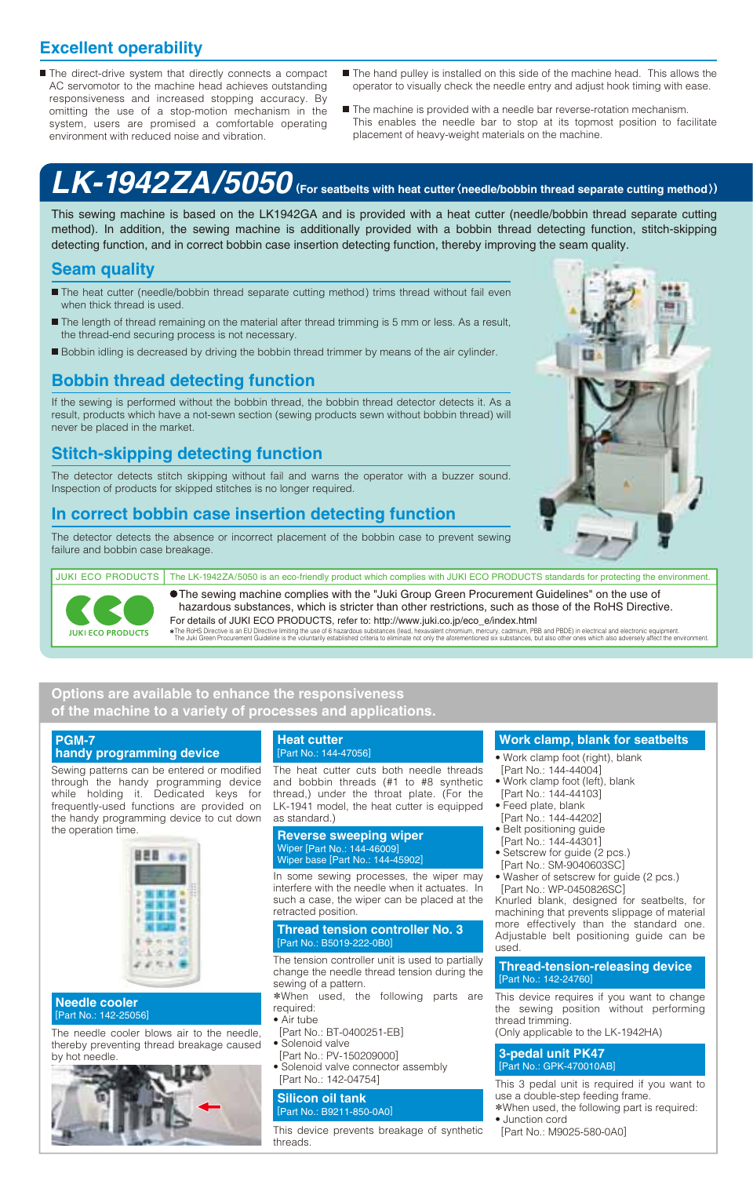## Excellent operability

- The direct-drive system that directly connects a compact AC servomotor to the machine head achieves outstanding responsiveness and increased stopping accuracy. By omitting the use of a stop-motion mechanism in the system, users are promised a comfortable operating environment with reduced noise and vibration.
- The hand pulley is installed on this side of the machine head. This allows the operator to visually check the needle entry and adjust hook timing with ease.
- The machine is provided with a needle bar reverse-rotation mechanism. This enables the needle bar to stop at its topmost position to facilitate placement of heavy-weight materials on the machine.

# LK-1942ZA/5050 (For seatbelts with heat cutter〈needle/bobbin thread separate cutting method〉)

This sewing machine is based on the LK1942GA and is provided with a heat cutter (needle/bobbin thread separate cutting method). In addition, the sewing machine is additionally provided with a bobbin thread detecting function, stitch-skipping detecting function, and in correct bobbin case insertion detecting function, thereby improving the seam quality.

## Seam quality

- The heat cutter (needle/bobbin thread separate cutting method) trims thread without fail even when thick thread is used.
- The length of thread remaining on the material after thread trimming is 5 mm or less. As a result, the thread-end securing process is not necessary.
- Bobbin idling is decreased by driving the bobbin thread trimmer by means of the air cylinder.

## Bobbin thread detecting function

If the sewing is performed without the bobbin thread, the bobbin thread detector detects it. As a result, products which have a not-sewn section (sewing products sewn without bobbin thread) will never be placed in the market.

## Stitch-skipping detecting function

The detector detects stitch skipping without fail and warns the operator with a buzzer sound. Inspection of products for skipped stitches is no longer required.

## In correct bobbin case insertion detecting function

The detector detects the absence or incorrect placement of the bobbin case to prevent sewing failure and bobbin case breakage.

**JUKI ECO PRODUCTS** The LK-1942ZA/5050 is an eco-friendly product which complies with JUKI ECO PRODUCTS standards for protecting the environment.

JUKI ECO PRODUCTS

- The sewing machine complies with the "Juki Green Procurement Guidelines" on the use of hazardous substances, which is stricter than other restrictions, such as those of the RoHS Directive.

For details of JUKI ECO PRODUCTS, refer to: http://www.juki.co.jp/eco_e/index.html

*The RoHS Directive is an EU Directive limiting the use of 6 hazardous substances (lead, hexavalent chromium, mercury, cadmium, PBB and PBDE) in electrical and electronic equipment. The Juki Green Procurement Guideline is the voluntarily established criteria to eliminate not only the aforementioned six substances, but also other ones which also adversely affect the environment.

## Options are available to enhance the responsiveness of the machine to a variety of processes and applications.

### PGM-7 handy programming device

Sewing patterns can be entered or modified through the handy programming device while holding it. Dedicated keys for frequently-used functions are provided on the handy programming device to cut down the operation time.

### Needle cooler
[Part No.: 142-25056]

The needle cooler blows air to the needle, thereby preventing thread breakage caused by hot needle.

### Heat cutter
[Part No.: 144-47056]

The heat cutter cuts both needle threads and bobbin threads (#1 to #8 synthetic thread,) under the throat plate. (For the LK-1941 model, the heat cutter is equipped as standard.)

### Reverse sweeping wiper
Wiper [Part No.: 144-46009]
Wiper base [Part No.: 144-45902]

In some sewing processes, the wiper may interfere with the needle when it actuates. In such a case, the wiper can be placed at the retracted position.

### Thread tension controller No. 3
[Part No.: B5019-222-0B0]

The tension controller unit is used to partially change the needle thread tension during the sewing of a pattern.

*When used, the following parts are required:
- Air tube
  [Part No.: BT-0400251-EB]
- Solenoid valve
  [Part No.: PV-150209000]
- Solenoid valve connector assembly
  [Part No.: 142-04754]

### Silicon oil tank
[Part No.: B9211-850-0A0]

This device prevents breakage of synthetic threads.

### Work clamp, blank for seatbelts

- Work clamp foot (right), blank
  [Part No.: 144-44004]
- Work clamp foot (left), blank
  [Part No.: 144-44103]
- Feed plate, blank
  [Part No.: 144-44202]
- Belt positioning guide
  [Part No.: 144-44301]
- Setscrew for guide (2 pcs.)
  [Part No.: SM-9040603SC]
- Washer of setscrew for guide (2 pcs.)
  [Part No.: WP-0450826SC]

Knurled blank, designed for seatbelts, for machining that prevents slippage of material more effectively than the standard one. Adjustable belt positioning guide can be used.

### Thread-tension-releasing device
[Part No.: 142-24760]

This device requires if you want to change the sewing position without performing thread trimming.
(Only applicable to the LK-1942HA)

### 3-pedal unit PK47
[Part No.: GPK-470010AB]

This 3 pedal unit is required if you want to use a double-step feeding frame.
*When used, the following part is required:
- Junction cord
  [Part No.: M9025-580-0A0]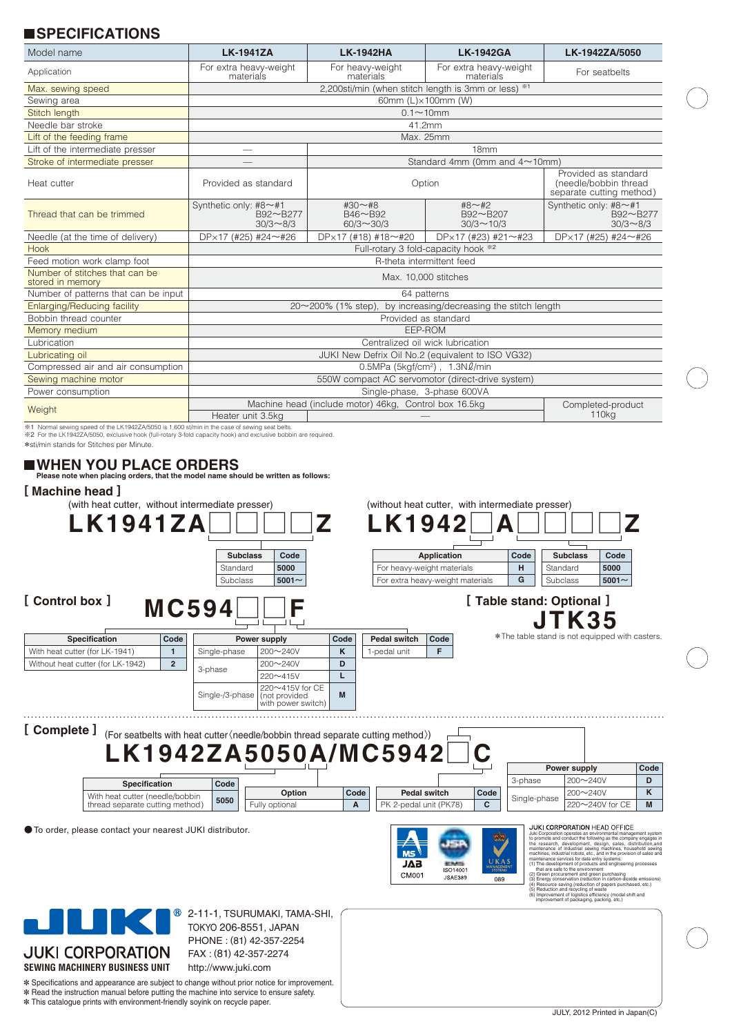## ■SPECIFICATIONS

| Model name | LK-1941ZA | LK-1942HA | LK-1942GA | LK-1942ZA/5050 |
|---|---|---|---|---|
| Application | For extra heavy-weight materials | For heavy-weight materials | For extra heavy-weight materials | For seatbelts |
| Max. sewing speed | 2,200sti/min (when stitch length is 3mm or less) ※1 | | | |
| Sewing area | 60mm (L)×100mm (W) | | | |
| Stitch length | 0.1〜10mm | | | |
| Needle bar stroke | 41.2mm | | | |
| Lift of the feeding frame | Max. 25mm | | | |
| Lift of the intermediate presser | — | 18mm | | |
| Stroke of intermediate presser | — | Standard 4mm (0mm and 4〜10mm) | | |
| Heat cutter | Provided as standard | Option | | Provided as standard (needle/bobbin thread separate cutting method) |
| Thread that can be trimmed | Synthetic only: #8〜#1 B92〜B277 30/3〜8/3 | #30〜#8 B46〜B92 60/3〜30/3 | #8〜#2 B92〜B207 30/3〜10/3 | Synthetic only: #8〜#1 B92〜B277 30/3〜8/3 |
| Needle (at the time of delivery) | DP×17 (#25) #24〜#26 | DP×17 (#18) #18〜#20 | DP×17 (#23) #21〜#23 | DP×17 (#25) #24〜#26 |
| Hook | Full-rotary 3 fold-capacity hook ※2 | | | |
| Feed motion work clamp foot | R-theta intermittent feed | | | |
| Number of stitches that can be stored in memory | Max. 10,000 stitches | | | |
| Number of patterns that can be input | 64 patterns | | | |
| Enlarging/Reducing facility | 20〜200% (1% step), by increasing/decreasing the stitch length | | | |
| Bobbin thread counter | Provided as standard | | | |
| Memory medium | EEP-ROM | | | |
| Lubrication | Centralized oil wick lubrication | | | |
| Lubricating oil | JUKI New Defrix Oil No.2 (equivalent to ISO VG32) | | | |
| Compressed air and air consumption | 0.5MPa (5kgf/cm²), 1.3Nℓ/min | | | |
| Sewing machine motor | 550W compact AC servomotor (direct-drive system) | | | |
| Power consumption | Single-phase, 3-phase 600VA | | | |
| Weight | Machine head (include motor) 46kg, Control box 16.5kg / Heater unit 3.5kg | — | | Completed-product 110kg |

※1 Normal sewing speed of the LK1942ZA/5050 is 1,600 st/min in the case of sewing seat belts.
※2 For the LK1942ZA/5050, exclusive hook (full-rotary 3-fold capacity hook) and exclusive bobbin are required.
✽sti/min stands for Stitches per Minute.

## ■WHEN YOU PLACE ORDERS

**Please note when placing orders, that the model name should be written as follows:**

### [ Machine head ]

(with heat cutter, without intermediate presser)

**LK1941ZA□□□□Z**

| Subclass | Code |
|---|---|
| Standard | 5000 |
| Subclass | 5001〜 |

(without heat cutter, with intermediate presser)

**LK1942□A□□□□Z**

| Application | Code |
|---|---|
| For heavy-weight materials | H |
| For extra heavy-weight materials | G |

| Subclass | Code |
|---|---|
| Standard | 5000 |
| Subclass | 5001〜 |

### [ Control box ]

**MC594□□F**

| Specification | Code |
|---|---|
| With heat cutter (for LK-1941) | 1 |
| Without heat cutter (for LK-1942) | 2 |

| Power supply | | Code |
|---|---|---|
| Single-phase | 200〜240V | K |
| 3-phase | 200〜240V | D |
| | 220〜415V | L |
| Single-/3-phase | 220〜415V for CE (not provided with power switch) | M |

| Pedal switch | Code |
|---|---|
| 1-pedal unit | F |

### [ Table stand: Optional ]

**JTK35**

✽The table stand is not equipped with casters.

### [ Complete ]

(For seatbelts with heat cutter〈needle/bobbin thread separate cutting method〉)

**LK1942ZA5050A/MC5942□C**

| Specification | Code |
|---|---|
| With heat cutter (needle/bobbin thread separate cutting method) | 5050 |

| Option | Code |
|---|---|
| Fully optional | A |

| Pedal switch | Code |
|---|---|
| PK 2-pedal unit (PK78) | C |

| Power supply | | Code |
|---|---|---|
| 3-phase | 200〜240V | D |
| Single-phase | 200〜240V | K |
| | 220〜240V for CE | M |

●To order, please contact your nearest JUKI distributor.

MS JAB CM001 — JSA EMS ISO14001 JSAE389 — UKAS MANAGEMENT SYSTEMS 089

**JUKI CORPORATION HEAD OFFICE**
Juki Corporation operates an environmental management system to promote and conduct the following as the company engages in the research, development, design, sales, distribution,and maintenance of industrial sewing machines, household sewing machines, industrial robots, etc., and in the provision of sales and maintenance services for data entry systems:
(1) The development of products and engineering processes that are safe to the environment
(2) Green procurement and green purchasing
(3) Energy conservation (reduction in carbon-dioxide emissions)
(4) Resource saving (reduction of papers purchased, etc.)
(5) Reduction and recycling of waste
(6) Improvement of logistics efficiency (modal shift and improvement of packaging, packing, etc.)

**JUKI CORPORATION**
**SEWING MACHINERY BUSINESS UNIT**

2-11-1, TSURUMAKI, TAMA-SHI, TOKYO 206-8551, JAPAN
PHONE : (81) 42-357-2254
FAX : (81) 42-357-2274
http://www.juki.com

✽ Specifications and appearance are subject to change without prior notice for improvement.
✽ Read the instruction manual before putting the machine into service to ensure safety.
✽ This catalogue prints with environment-friendly soyink on recycle paper.

JULY, 2012 Printed in Japan(C)